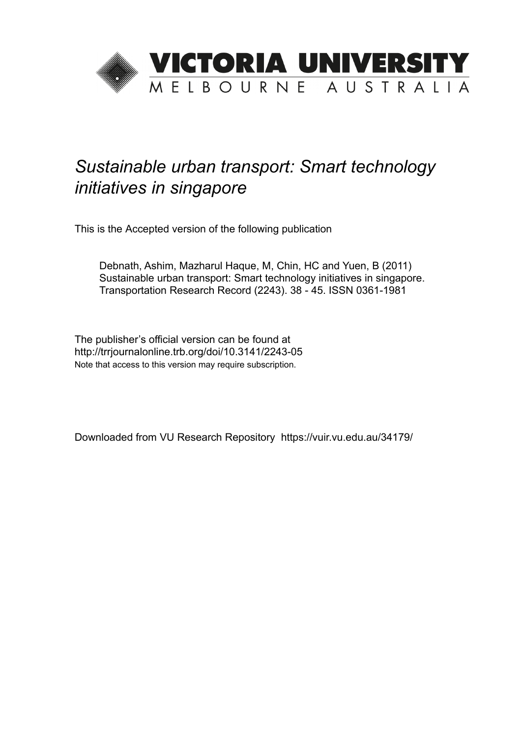# VICTORIA UNIVERSITY

MELBOURNE AUSTRALIA

*Sustainable urban transport: Smart technology initiatives in singapore*

This is the Accepted version of the following publication

Debnath, Ashim, Mazharul Haque, M, Chin, HC and Yuen, B (2011) Sustainable urban transport: Smart technology initiatives in singapore. Transportation Research Record (2243). 38 - 45. ISSN 0361-1981

The publisher's official version can be found at
http://trrjournalonline.trb.org/doi/10.3141/2243-05
Note that access to this version may require subscription.

Downloaded from VU Research Repository https://vuir.vu.edu.au/34179/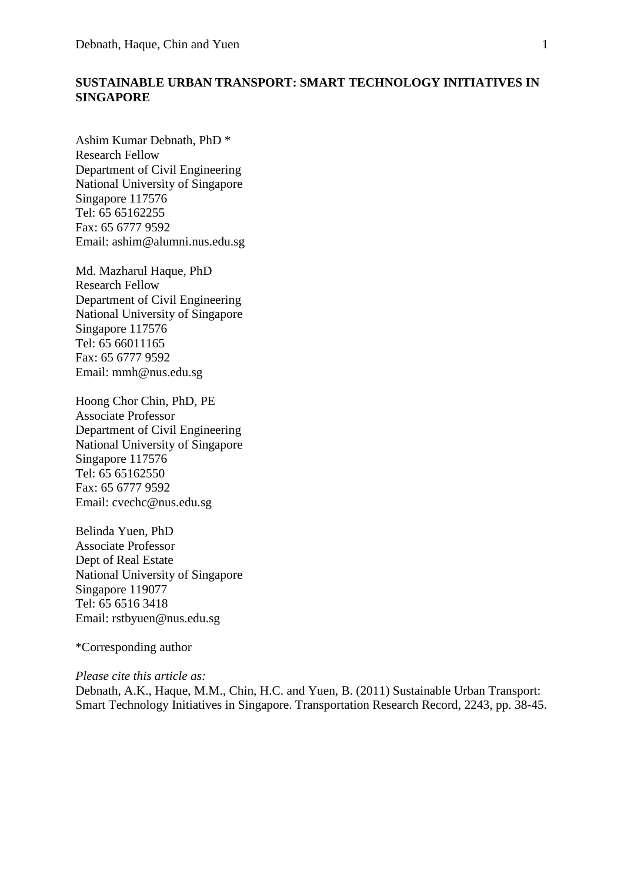**SUSTAINABLE URBAN TRANSPORT: SMART TECHNOLOGY INITIATIVES IN SINGAPORE**

Ashim Kumar Debnath, PhD *
Research Fellow
Department of Civil Engineering
National University of Singapore
Singapore 117576
Tel: 65 65162255
Fax: 65 6777 9592
Email: ashim@alumni.nus.edu.sg

Md. Mazharul Haque, PhD
Research Fellow
Department of Civil Engineering
National University of Singapore
Singapore 117576
Tel: 65 66011165
Fax: 65 6777 9592
Email: mmh@nus.edu.sg

Hoong Chor Chin, PhD, PE
Associate Professor
Department of Civil Engineering
National University of Singapore
Singapore 117576
Tel: 65 65162550
Fax: 65 6777 9592
Email: cvechc@nus.edu.sg

Belinda Yuen, PhD
Associate Professor
Dept of Real Estate
National University of Singapore
Singapore 119077
Tel: 65 6516 3418
Email: rstbyuen@nus.edu.sg

*Corresponding author

*Please cite this article as:*
Debnath, A.K., Haque, M.M., Chin, H.C. and Yuen, B. (2011) Sustainable Urban Transport: Smart Technology Initiatives in Singapore. Transportation Research Record, 2243, pp. 38-45.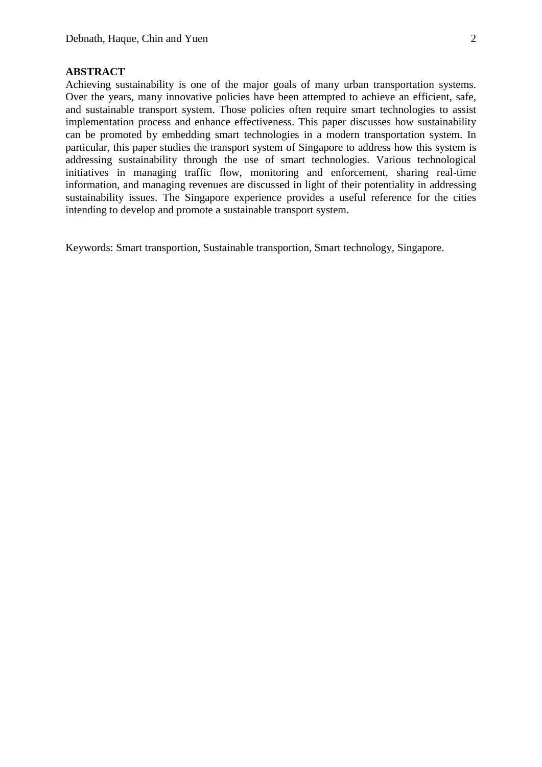**ABSTRACT**

Achieving sustainability is one of the major goals of many urban transportation systems. Over the years, many innovative policies have been attempted to achieve an efficient, safe, and sustainable transport system. Those policies often require smart technologies to assist implementation process and enhance effectiveness. This paper discusses how sustainability can be promoted by embedding smart technologies in a modern transportation system. In particular, this paper studies the transport system of Singapore to address how this system is addressing sustainability through the use of smart technologies. Various technological initiatives in managing traffic flow, monitoring and enforcement, sharing real-time information, and managing revenues are discussed in light of their potentiality in addressing sustainability issues. The Singapore experience provides a useful reference for the cities intending to develop and promote a sustainable transport system.

Keywords: Smart transportion, Sustainable transportion, Smart technology, Singapore.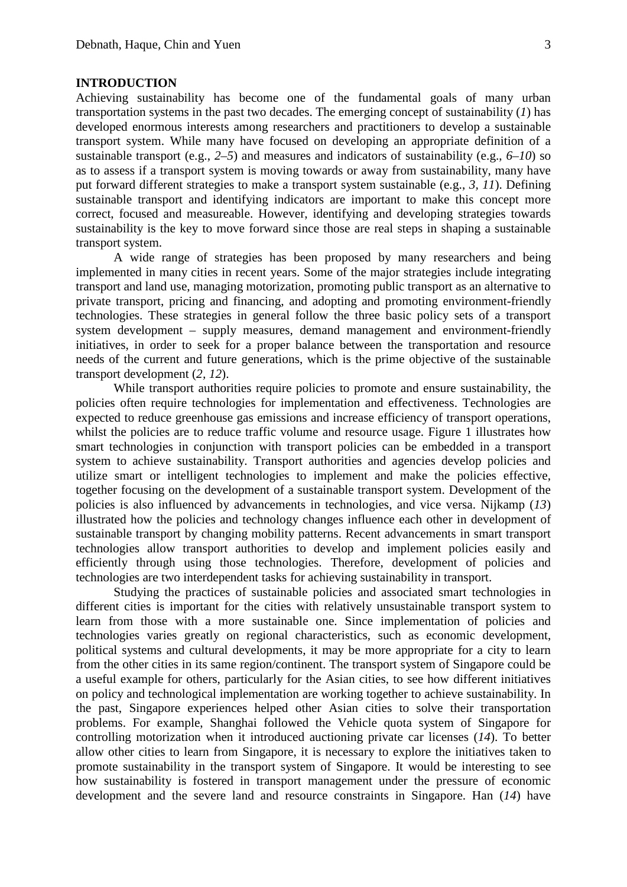## INTRODUCTION

Achieving sustainability has become one of the fundamental goals of many urban transportation systems in the past two decades. The emerging concept of sustainability (*1*) has developed enormous interests among researchers and practitioners to develop a sustainable transport system. While many have focused on developing an appropriate definition of a sustainable transport (e.g., *2–5*) and measures and indicators of sustainability (e.g., *6–10*) so as to assess if a transport system is moving towards or away from sustainability, many have put forward different strategies to make a transport system sustainable (e.g., *3, 11*). Defining sustainable transport and identifying indicators are important to make this concept more correct, focused and measureable. However, identifying and developing strategies towards sustainability is the key to move forward since those are real steps in shaping a sustainable transport system.

A wide range of strategies has been proposed by many researchers and being implemented in many cities in recent years. Some of the major strategies include integrating transport and land use, managing motorization, promoting public transport as an alternative to private transport, pricing and financing, and adopting and promoting environment-friendly technologies. These strategies in general follow the three basic policy sets of a transport system development – supply measures, demand management and environment-friendly initiatives, in order to seek for a proper balance between the transportation and resource needs of the current and future generations, which is the prime objective of the sustainable transport development (*2, 12*).

While transport authorities require policies to promote and ensure sustainability, the policies often require technologies for implementation and effectiveness. Technologies are expected to reduce greenhouse gas emissions and increase efficiency of transport operations, whilst the policies are to reduce traffic volume and resource usage. Figure 1 illustrates how smart technologies in conjunction with transport policies can be embedded in a transport system to achieve sustainability. Transport authorities and agencies develop policies and utilize smart or intelligent technologies to implement and make the policies effective, together focusing on the development of a sustainable transport system. Development of the policies is also influenced by advancements in technologies, and vice versa. Nijkamp (*13*) illustrated how the policies and technology changes influence each other in development of sustainable transport by changing mobility patterns. Recent advancements in smart transport technologies allow transport authorities to develop and implement policies easily and efficiently through using those technologies. Therefore, development of policies and technologies are two interdependent tasks for achieving sustainability in transport.

Studying the practices of sustainable policies and associated smart technologies in different cities is important for the cities with relatively unsustainable transport system to learn from those with a more sustainable one. Since implementation of policies and technologies varies greatly on regional characteristics, such as economic development, political systems and cultural developments, it may be more appropriate for a city to learn from the other cities in its same region/continent. The transport system of Singapore could be a useful example for others, particularly for the Asian cities, to see how different initiatives on policy and technological implementation are working together to achieve sustainability. In the past, Singapore experiences helped other Asian cities to solve their transportation problems. For example, Shanghai followed the Vehicle quota system of Singapore for controlling motorization when it introduced auctioning private car licenses (*14*). To better allow other cities to learn from Singapore, it is necessary to explore the initiatives taken to promote sustainability in the transport system of Singapore. It would be interesting to see how sustainability is fostered in transport management under the pressure of economic development and the severe land and resource constraints in Singapore. Han (*14*) have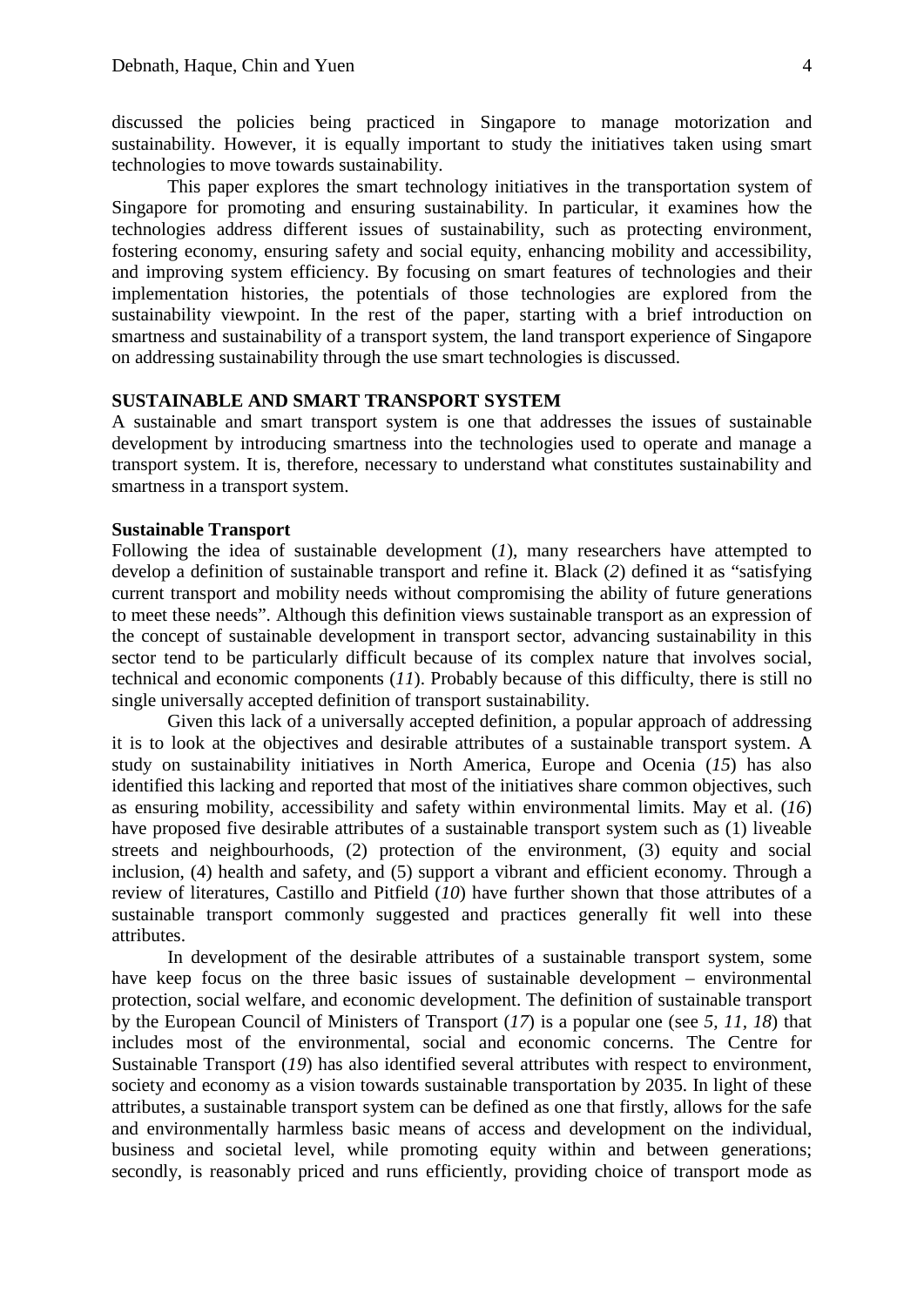discussed the policies being practiced in Singapore to manage motorization and sustainability. However, it is equally important to study the initiatives taken using smart technologies to move towards sustainability.

This paper explores the smart technology initiatives in the transportation system of Singapore for promoting and ensuring sustainability. In particular, it examines how the technologies address different issues of sustainability, such as protecting environment, fostering economy, ensuring safety and social equity, enhancing mobility and accessibility, and improving system efficiency. By focusing on smart features of technologies and their implementation histories, the potentials of those technologies are explored from the sustainability viewpoint. In the rest of the paper, starting with a brief introduction on smartness and sustainability of a transport system, the land transport experience of Singapore on addressing sustainability through the use smart technologies is discussed.

## SUSTAINABLE AND SMART TRANSPORT SYSTEM

A sustainable and smart transport system is one that addresses the issues of sustainable development by introducing smartness into the technologies used to operate and manage a transport system. It is, therefore, necessary to understand what constitutes sustainability and smartness in a transport system.

### Sustainable Transport

Following the idea of sustainable development (*1*), many researchers have attempted to develop a definition of sustainable transport and refine it. Black (*2*) defined it as "satisfying current transport and mobility needs without compromising the ability of future generations to meet these needs". Although this definition views sustainable transport as an expression of the concept of sustainable development in transport sector, advancing sustainability in this sector tend to be particularly difficult because of its complex nature that involves social, technical and economic components (*11*). Probably because of this difficulty, there is still no single universally accepted definition of transport sustainability.

Given this lack of a universally accepted definition, a popular approach of addressing it is to look at the objectives and desirable attributes of a sustainable transport system. A study on sustainability initiatives in North America, Europe and Ocenia (*15*) has also identified this lacking and reported that most of the initiatives share common objectives, such as ensuring mobility, accessibility and safety within environmental limits. May et al. (*16*) have proposed five desirable attributes of a sustainable transport system such as (1) liveable streets and neighbourhoods, (2) protection of the environment, (3) equity and social inclusion, (4) health and safety, and (5) support a vibrant and efficient economy. Through a review of literatures, Castillo and Pitfield (*10*) have further shown that those attributes of a sustainable transport commonly suggested and practices generally fit well into these attributes.

In development of the desirable attributes of a sustainable transport system, some have keep focus on the three basic issues of sustainable development – environmental protection, social welfare, and economic development. The definition of sustainable transport by the European Council of Ministers of Transport (*17*) is a popular one (see *5, 11, 18*) that includes most of the environmental, social and economic concerns. The Centre for Sustainable Transport (*19*) has also identified several attributes with respect to environment, society and economy as a vision towards sustainable transportation by 2035. In light of these attributes, a sustainable transport system can be defined as one that firstly, allows for the safe and environmentally harmless basic means of access and development on the individual, business and societal level, while promoting equity within and between generations; secondly, is reasonably priced and runs efficiently, providing choice of transport mode as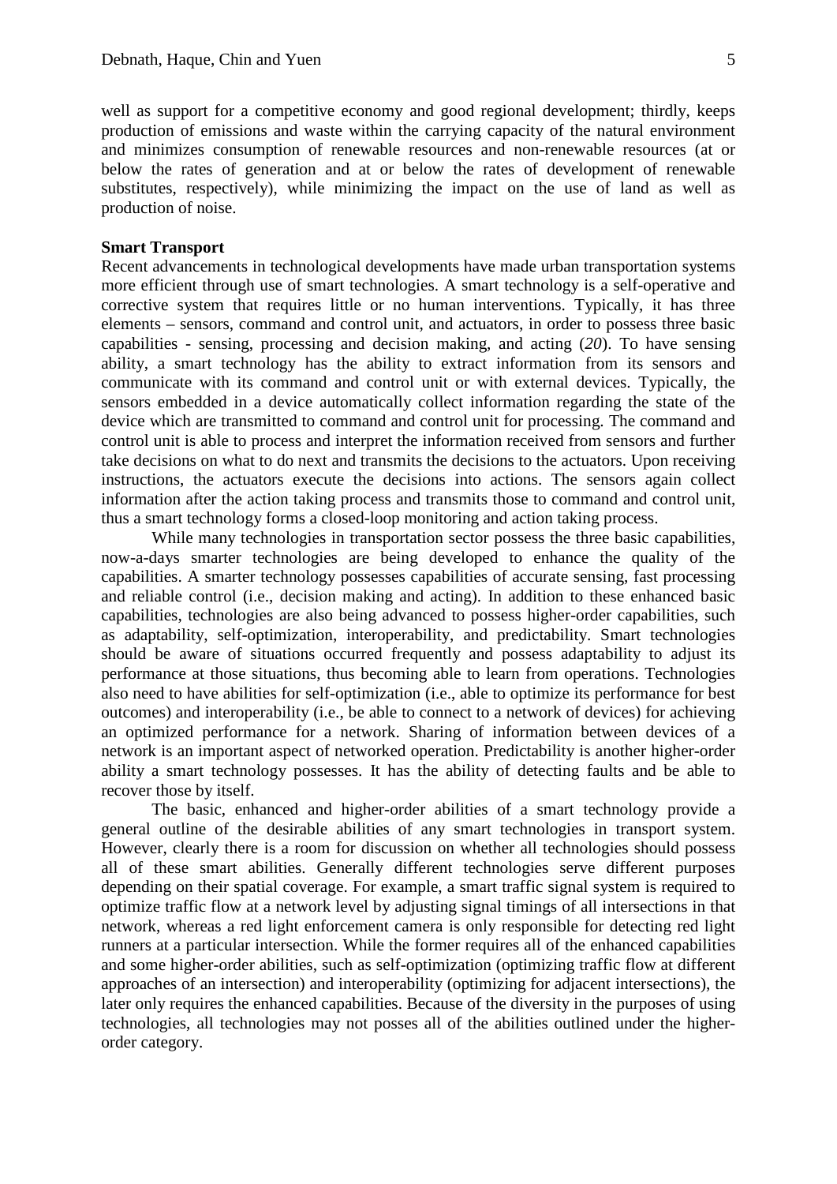well as support for a competitive economy and good regional development; thirdly, keeps production of emissions and waste within the carrying capacity of the natural environment and minimizes consumption of renewable resources and non-renewable resources (at or below the rates of generation and at or below the rates of development of renewable substitutes, respectively), while minimizing the impact on the use of land as well as production of noise.

**Smart Transport**

Recent advancements in technological developments have made urban transportation systems more efficient through use of smart technologies. A smart technology is a self-operative and corrective system that requires little or no human interventions. Typically, it has three elements – sensors, command and control unit, and actuators, in order to possess three basic capabilities - sensing, processing and decision making, and acting (*20*). To have sensing ability, a smart technology has the ability to extract information from its sensors and communicate with its command and control unit or with external devices. Typically, the sensors embedded in a device automatically collect information regarding the state of the device which are transmitted to command and control unit for processing. The command and control unit is able to process and interpret the information received from sensors and further take decisions on what to do next and transmits the decisions to the actuators. Upon receiving instructions, the actuators execute the decisions into actions. The sensors again collect information after the action taking process and transmits those to command and control unit, thus a smart technology forms a closed-loop monitoring and action taking process.

While many technologies in transportation sector possess the three basic capabilities, now-a-days smarter technologies are being developed to enhance the quality of the capabilities. A smarter technology possesses capabilities of accurate sensing, fast processing and reliable control (i.e., decision making and acting). In addition to these enhanced basic capabilities, technologies are also being advanced to possess higher-order capabilities, such as adaptability, self-optimization, interoperability, and predictability. Smart technologies should be aware of situations occurred frequently and possess adaptability to adjust its performance at those situations, thus becoming able to learn from operations. Technologies also need to have abilities for self-optimization (i.e., able to optimize its performance for best outcomes) and interoperability (i.e., be able to connect to a network of devices) for achieving an optimized performance for a network. Sharing of information between devices of a network is an important aspect of networked operation. Predictability is another higher-order ability a smart technology possesses. It has the ability of detecting faults and be able to recover those by itself.

The basic, enhanced and higher-order abilities of a smart technology provide a general outline of the desirable abilities of any smart technologies in transport system. However, clearly there is a room for discussion on whether all technologies should possess all of these smart abilities. Generally different technologies serve different purposes depending on their spatial coverage. For example, a smart traffic signal system is required to optimize traffic flow at a network level by adjusting signal timings of all intersections in that network, whereas a red light enforcement camera is only responsible for detecting red light runners at a particular intersection. While the former requires all of the enhanced capabilities and some higher-order abilities, such as self-optimization (optimizing traffic flow at different approaches of an intersection) and interoperability (optimizing for adjacent intersections), the later only requires the enhanced capabilities. Because of the diversity in the purposes of using technologies, all technologies may not posses all of the abilities outlined under the higher-order category.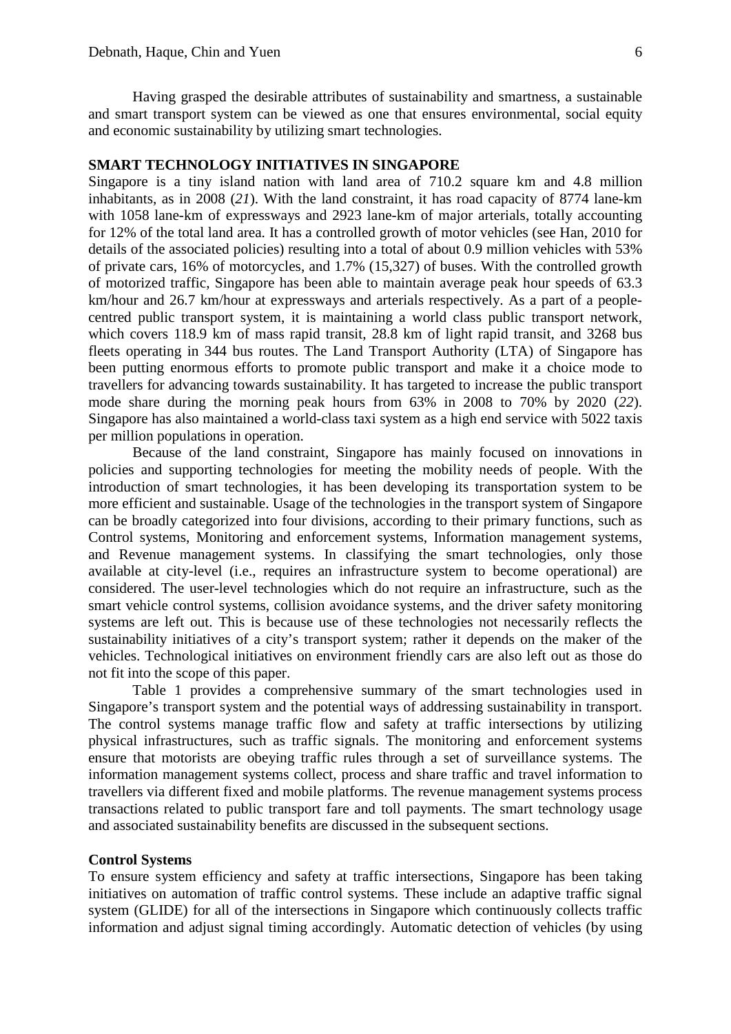Having grasped the desirable attributes of sustainability and smartness, a sustainable and smart transport system can be viewed as one that ensures environmental, social equity and economic sustainability by utilizing smart technologies.

## SMART TECHNOLOGY INITIATIVES IN SINGAPORE

Singapore is a tiny island nation with land area of 710.2 square km and 4.8 million inhabitants, as in 2008 (*21*). With the land constraint, it has road capacity of 8774 lane-km with 1058 lane-km of expressways and 2923 lane-km of major arterials, totally accounting for 12% of the total land area. It has a controlled growth of motor vehicles (see Han, 2010 for details of the associated policies) resulting into a total of about 0.9 million vehicles with 53% of private cars, 16% of motorcycles, and 1.7% (15,327) of buses. With the controlled growth of motorized traffic, Singapore has been able to maintain average peak hour speeds of 63.3 km/hour and 26.7 km/hour at expressways and arterials respectively. As a part of a people-centred public transport system, it is maintaining a world class public transport network, which covers 118.9 km of mass rapid transit, 28.8 km of light rapid transit, and 3268 bus fleets operating in 344 bus routes. The Land Transport Authority (LTA) of Singapore has been putting enormous efforts to promote public transport and make it a choice mode to travellers for advancing towards sustainability. It has targeted to increase the public transport mode share during the morning peak hours from 63% in 2008 to 70% by 2020 (*22*). Singapore has also maintained a world-class taxi system as a high end service with 5022 taxis per million populations in operation.

Because of the land constraint, Singapore has mainly focused on innovations in policies and supporting technologies for meeting the mobility needs of people. With the introduction of smart technologies, it has been developing its transportation system to be more efficient and sustainable. Usage of the technologies in the transport system of Singapore can be broadly categorized into four divisions, according to their primary functions, such as Control systems, Monitoring and enforcement systems, Information management systems, and Revenue management systems. In classifying the smart technologies, only those available at city-level (i.e., requires an infrastructure system to become operational) are considered. The user-level technologies which do not require an infrastructure, such as the smart vehicle control systems, collision avoidance systems, and the driver safety monitoring systems are left out. This is because use of these technologies not necessarily reflects the sustainability initiatives of a city's transport system; rather it depends on the maker of the vehicles. Technological initiatives on environment friendly cars are also left out as those do not fit into the scope of this paper.

Table 1 provides a comprehensive summary of the smart technologies used in Singapore's transport system and the potential ways of addressing sustainability in transport. The control systems manage traffic flow and safety at traffic intersections by utilizing physical infrastructures, such as traffic signals. The monitoring and enforcement systems ensure that motorists are obeying traffic rules through a set of surveillance systems. The information management systems collect, process and share traffic and travel information to travellers via different fixed and mobile platforms. The revenue management systems process transactions related to public transport fare and toll payments. The smart technology usage and associated sustainability benefits are discussed in the subsequent sections.

### Control Systems

To ensure system efficiency and safety at traffic intersections, Singapore has been taking initiatives on automation of traffic control systems. These include an adaptive traffic signal system (GLIDE) for all of the intersections in Singapore which continuously collects traffic information and adjust signal timing accordingly. Automatic detection of vehicles (by using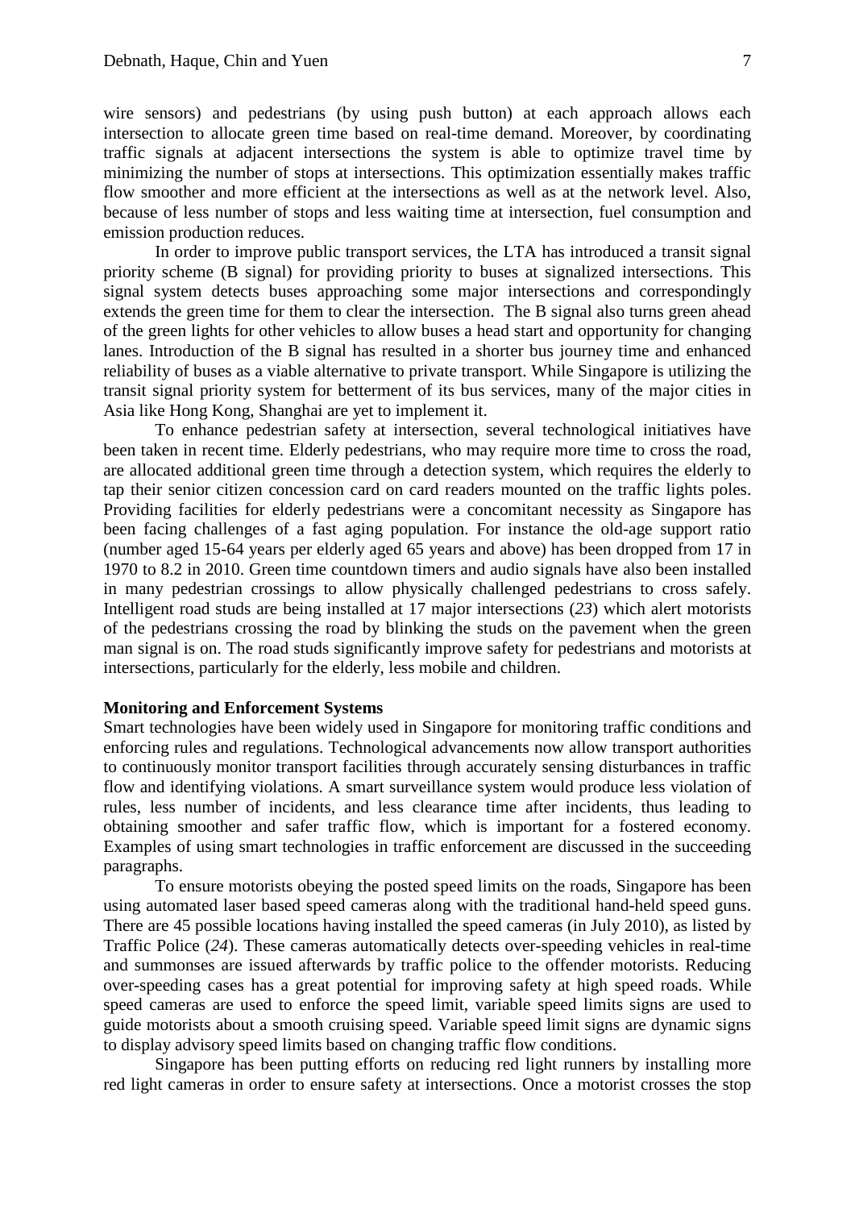wire sensors) and pedestrians (by using push button) at each approach allows each intersection to allocate green time based on real-time demand. Moreover, by coordinating traffic signals at adjacent intersections the system is able to optimize travel time by minimizing the number of stops at intersections. This optimization essentially makes traffic flow smoother and more efficient at the intersections as well as at the network level. Also, because of less number of stops and less waiting time at intersection, fuel consumption and emission production reduces.

In order to improve public transport services, the LTA has introduced a transit signal priority scheme (B signal) for providing priority to buses at signalized intersections. This signal system detects buses approaching some major intersections and correspondingly extends the green time for them to clear the intersection. The B signal also turns green ahead of the green lights for other vehicles to allow buses a head start and opportunity for changing lanes. Introduction of the B signal has resulted in a shorter bus journey time and enhanced reliability of buses as a viable alternative to private transport. While Singapore is utilizing the transit signal priority system for betterment of its bus services, many of the major cities in Asia like Hong Kong, Shanghai are yet to implement it.

To enhance pedestrian safety at intersection, several technological initiatives have been taken in recent time. Elderly pedestrians, who may require more time to cross the road, are allocated additional green time through a detection system, which requires the elderly to tap their senior citizen concession card on card readers mounted on the traffic lights poles. Providing facilities for elderly pedestrians were a concomitant necessity as Singapore has been facing challenges of a fast aging population. For instance the old-age support ratio (number aged 15-64 years per elderly aged 65 years and above) has been dropped from 17 in 1970 to 8.2 in 2010. Green time countdown timers and audio signals have also been installed in many pedestrian crossings to allow physically challenged pedestrians to cross safely. Intelligent road studs are being installed at 17 major intersections (*23*) which alert motorists of the pedestrians crossing the road by blinking the studs on the pavement when the green man signal is on. The road studs significantly improve safety for pedestrians and motorists at intersections, particularly for the elderly, less mobile and children.

**Monitoring and Enforcement Systems**

Smart technologies have been widely used in Singapore for monitoring traffic conditions and enforcing rules and regulations. Technological advancements now allow transport authorities to continuously monitor transport facilities through accurately sensing disturbances in traffic flow and identifying violations. A smart surveillance system would produce less violation of rules, less number of incidents, and less clearance time after incidents, thus leading to obtaining smoother and safer traffic flow, which is important for a fostered economy. Examples of using smart technologies in traffic enforcement are discussed in the succeeding paragraphs.

To ensure motorists obeying the posted speed limits on the roads, Singapore has been using automated laser based speed cameras along with the traditional hand-held speed guns. There are 45 possible locations having installed the speed cameras (in July 2010), as listed by Traffic Police (*24*). These cameras automatically detects over-speeding vehicles in real-time and summonses are issued afterwards by traffic police to the offender motorists. Reducing over-speeding cases has a great potential for improving safety at high speed roads. While speed cameras are used to enforce the speed limit, variable speed limits signs are used to guide motorists about a smooth cruising speed. Variable speed limit signs are dynamic signs to display advisory speed limits based on changing traffic flow conditions.

Singapore has been putting efforts on reducing red light runners by installing more red light cameras in order to ensure safety at intersections. Once a motorist crosses the stop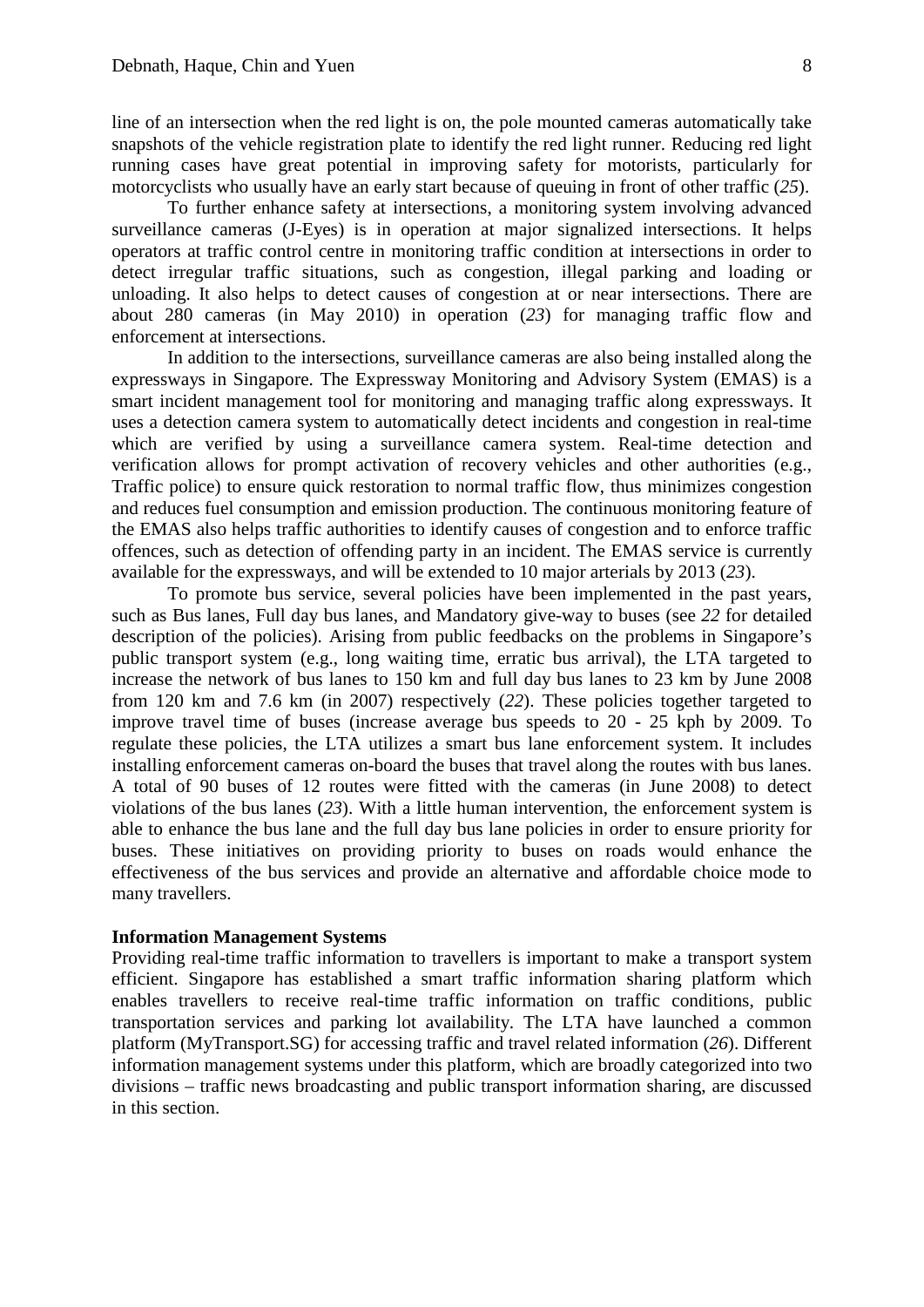line of an intersection when the red light is on, the pole mounted cameras automatically take snapshots of the vehicle registration plate to identify the red light runner. Reducing red light running cases have great potential in improving safety for motorists, particularly for motorcyclists who usually have an early start because of queuing in front of other traffic (*25*).

To further enhance safety at intersections, a monitoring system involving advanced surveillance cameras (J-Eyes) is in operation at major signalized intersections. It helps operators at traffic control centre in monitoring traffic condition at intersections in order to detect irregular traffic situations, such as congestion, illegal parking and loading or unloading. It also helps to detect causes of congestion at or near intersections. There are about 280 cameras (in May 2010) in operation (*23*) for managing traffic flow and enforcement at intersections.

In addition to the intersections, surveillance cameras are also being installed along the expressways in Singapore. The Expressway Monitoring and Advisory System (EMAS) is a smart incident management tool for monitoring and managing traffic along expressways. It uses a detection camera system to automatically detect incidents and congestion in real-time which are verified by using a surveillance camera system. Real-time detection and verification allows for prompt activation of recovery vehicles and other authorities (e.g., Traffic police) to ensure quick restoration to normal traffic flow, thus minimizes congestion and reduces fuel consumption and emission production. The continuous monitoring feature of the EMAS also helps traffic authorities to identify causes of congestion and to enforce traffic offences, such as detection of offending party in an incident. The EMAS service is currently available for the expressways, and will be extended to 10 major arterials by 2013 (*23*).

To promote bus service, several policies have been implemented in the past years, such as Bus lanes, Full day bus lanes, and Mandatory give-way to buses (see *22* for detailed description of the policies). Arising from public feedbacks on the problems in Singapore's public transport system (e.g., long waiting time, erratic bus arrival), the LTA targeted to increase the network of bus lanes to 150 km and full day bus lanes to 23 km by June 2008 from 120 km and 7.6 km (in 2007) respectively (*22*). These policies together targeted to improve travel time of buses (increase average bus speeds to 20 - 25 kph by 2009. To regulate these policies, the LTA utilizes a smart bus lane enforcement system. It includes installing enforcement cameras on-board the buses that travel along the routes with bus lanes. A total of 90 buses of 12 routes were fitted with the cameras (in June 2008) to detect violations of the bus lanes (*23*). With a little human intervention, the enforcement system is able to enhance the bus lane and the full day bus lane policies in order to ensure priority for buses. These initiatives on providing priority to buses on roads would enhance the effectiveness of the bus services and provide an alternative and affordable choice mode to many travellers.

**Information Management Systems**

Providing real-time traffic information to travellers is important to make a transport system efficient. Singapore has established a smart traffic information sharing platform which enables travellers to receive real-time traffic information on traffic conditions, public transportation services and parking lot availability. The LTA have launched a common platform (MyTransport.SG) for accessing traffic and travel related information (*26*). Different information management systems under this platform, which are broadly categorized into two divisions – traffic news broadcasting and public transport information sharing, are discussed in this section.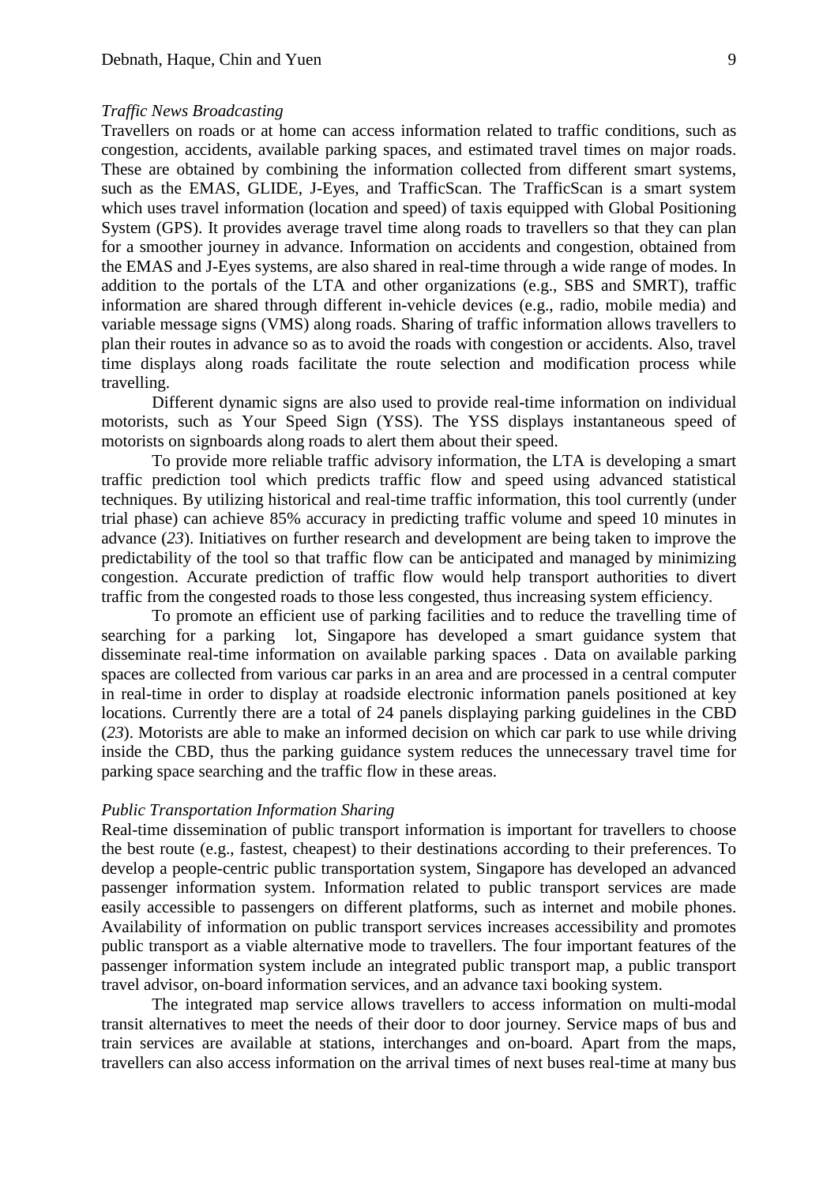*Traffic News Broadcasting*

Travellers on roads or at home can access information related to traffic conditions, such as congestion, accidents, available parking spaces, and estimated travel times on major roads. These are obtained by combining the information collected from different smart systems, such as the EMAS, GLIDE, J-Eyes, and TrafficScan. The TrafficScan is a smart system which uses travel information (location and speed) of taxis equipped with Global Positioning System (GPS). It provides average travel time along roads to travellers so that they can plan for a smoother journey in advance. Information on accidents and congestion, obtained from the EMAS and J-Eyes systems, are also shared in real-time through a wide range of modes. In addition to the portals of the LTA and other organizations (e.g., SBS and SMRT), traffic information are shared through different in-vehicle devices (e.g., radio, mobile media) and variable message signs (VMS) along roads. Sharing of traffic information allows travellers to plan their routes in advance so as to avoid the roads with congestion or accidents. Also, travel time displays along roads facilitate the route selection and modification process while travelling.

Different dynamic signs are also used to provide real-time information on individual motorists, such as Your Speed Sign (YSS). The YSS displays instantaneous speed of motorists on signboards along roads to alert them about their speed.

To provide more reliable traffic advisory information, the LTA is developing a smart traffic prediction tool which predicts traffic flow and speed using advanced statistical techniques. By utilizing historical and real-time traffic information, this tool currently (under trial phase) can achieve 85% accuracy in predicting traffic volume and speed 10 minutes in advance (*23*). Initiatives on further research and development are being taken to improve the predictability of the tool so that traffic flow can be anticipated and managed by minimizing congestion. Accurate prediction of traffic flow would help transport authorities to divert traffic from the congested roads to those less congested, thus increasing system efficiency.

To promote an efficient use of parking facilities and to reduce the travelling time of searching for a parking lot, Singapore has developed a smart guidance system that disseminate real-time information on available parking spaces . Data on available parking spaces are collected from various car parks in an area and are processed in a central computer in real-time in order to display at roadside electronic information panels positioned at key locations. Currently there are a total of 24 panels displaying parking guidelines in the CBD (*23*). Motorists are able to make an informed decision on which car park to use while driving inside the CBD, thus the parking guidance system reduces the unnecessary travel time for parking space searching and the traffic flow in these areas.

*Public Transportation Information Sharing*

Real-time dissemination of public transport information is important for travellers to choose the best route (e.g., fastest, cheapest) to their destinations according to their preferences. To develop a people-centric public transportation system, Singapore has developed an advanced passenger information system. Information related to public transport services are made easily accessible to passengers on different platforms, such as internet and mobile phones. Availability of information on public transport services increases accessibility and promotes public transport as a viable alternative mode to travellers. The four important features of the passenger information system include an integrated public transport map, a public transport travel advisor, on-board information services, and an advance taxi booking system.

The integrated map service allows travellers to access information on multi-modal transit alternatives to meet the needs of their door to door journey. Service maps of bus and train services are available at stations, interchanges and on-board. Apart from the maps, travellers can also access information on the arrival times of next buses real-time at many bus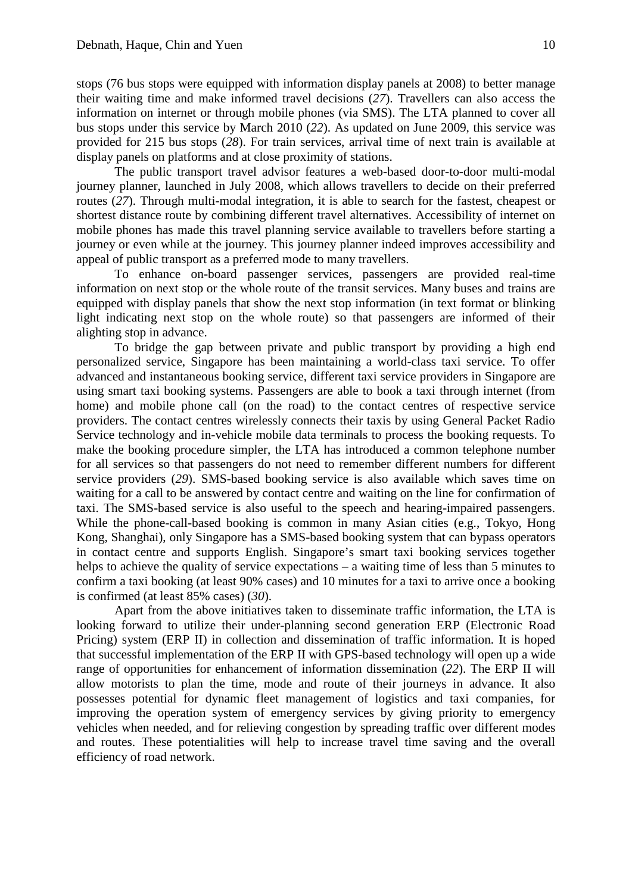stops (76 bus stops were equipped with information display panels at 2008) to better manage their waiting time and make informed travel decisions (*27*). Travellers can also access the information on internet or through mobile phones (via SMS). The LTA planned to cover all bus stops under this service by March 2010 (*22*). As updated on June 2009, this service was provided for 215 bus stops (*28*). For train services, arrival time of next train is available at display panels on platforms and at close proximity of stations.

The public transport travel advisor features a web-based door-to-door multi-modal journey planner, launched in July 2008, which allows travellers to decide on their preferred routes (*27*). Through multi-modal integration, it is able to search for the fastest, cheapest or shortest distance route by combining different travel alternatives. Accessibility of internet on mobile phones has made this travel planning service available to travellers before starting a journey or even while at the journey. This journey planner indeed improves accessibility and appeal of public transport as a preferred mode to many travellers.

To enhance on-board passenger services, passengers are provided real-time information on next stop or the whole route of the transit services. Many buses and trains are equipped with display panels that show the next stop information (in text format or blinking light indicating next stop on the whole route) so that passengers are informed of their alighting stop in advance.

To bridge the gap between private and public transport by providing a high end personalized service, Singapore has been maintaining a world-class taxi service. To offer advanced and instantaneous booking service, different taxi service providers in Singapore are using smart taxi booking systems. Passengers are able to book a taxi through internet (from home) and mobile phone call (on the road) to the contact centres of respective service providers. The contact centres wirelessly connects their taxis by using General Packet Radio Service technology and in-vehicle mobile data terminals to process the booking requests. To make the booking procedure simpler, the LTA has introduced a common telephone number for all services so that passengers do not need to remember different numbers for different service providers (*29*). SMS-based booking service is also available which saves time on waiting for a call to be answered by contact centre and waiting on the line for confirmation of taxi. The SMS-based service is also useful to the speech and hearing-impaired passengers. While the phone-call-based booking is common in many Asian cities (e.g., Tokyo, Hong Kong, Shanghai), only Singapore has a SMS-based booking system that can bypass operators in contact centre and supports English. Singapore's smart taxi booking services together helps to achieve the quality of service expectations – a waiting time of less than 5 minutes to confirm a taxi booking (at least 90% cases) and 10 minutes for a taxi to arrive once a booking is confirmed (at least 85% cases) (*30*).

Apart from the above initiatives taken to disseminate traffic information, the LTA is looking forward to utilize their under-planning second generation ERP (Electronic Road Pricing) system (ERP II) in collection and dissemination of traffic information. It is hoped that successful implementation of the ERP II with GPS-based technology will open up a wide range of opportunities for enhancement of information dissemination (*22*). The ERP II will allow motorists to plan the time, mode and route of their journeys in advance. It also possesses potential for dynamic fleet management of logistics and taxi companies, for improving the operation system of emergency services by giving priority to emergency vehicles when needed, and for relieving congestion by spreading traffic over different modes and routes. These potentialities will help to increase travel time saving and the overall efficiency of road network.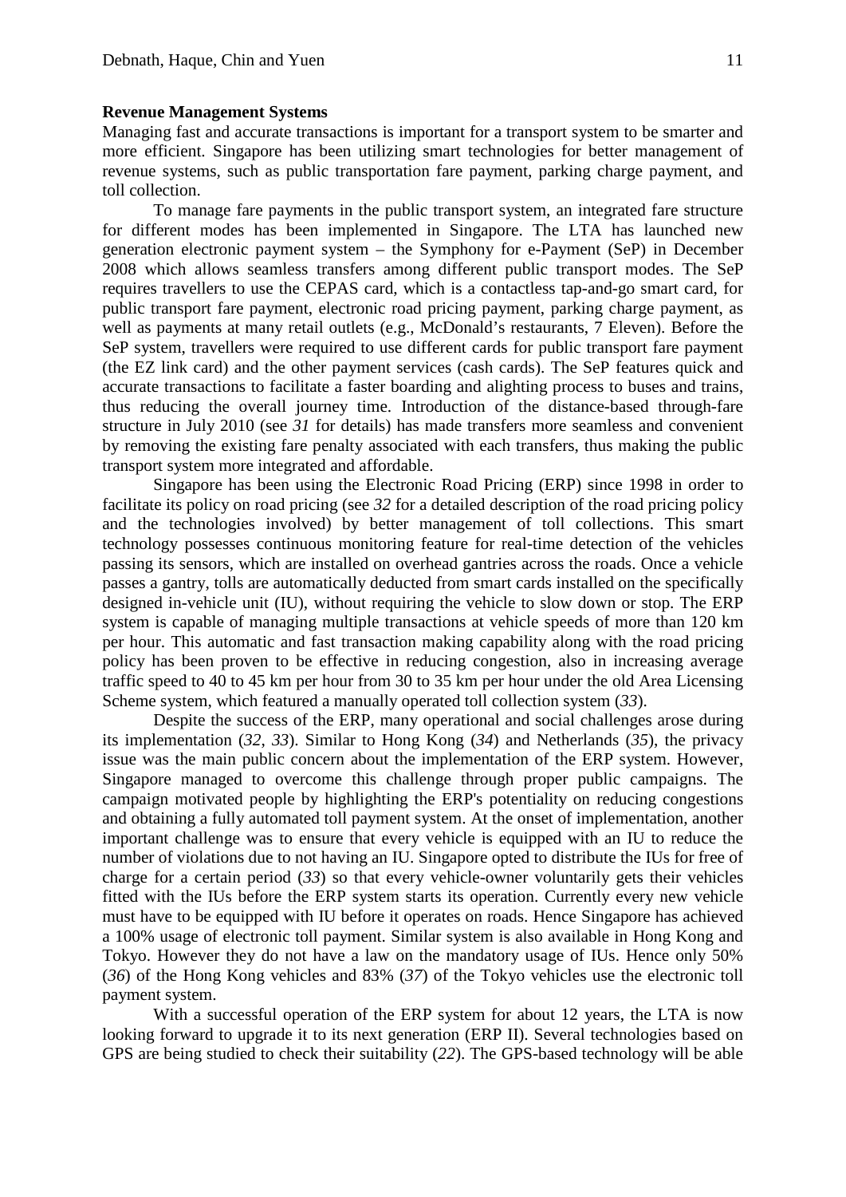**Revenue Management Systems**

Managing fast and accurate transactions is important for a transport system to be smarter and more efficient. Singapore has been utilizing smart technologies for better management of revenue systems, such as public transportation fare payment, parking charge payment, and toll collection.

To manage fare payments in the public transport system, an integrated fare structure for different modes has been implemented in Singapore. The LTA has launched new generation electronic payment system – the Symphony for e-Payment (SeP) in December 2008 which allows seamless transfers among different public transport modes. The SeP requires travellers to use the CEPAS card, which is a contactless tap-and-go smart card, for public transport fare payment, electronic road pricing payment, parking charge payment, as well as payments at many retail outlets (e.g., McDonald's restaurants, 7 Eleven). Before the SeP system, travellers were required to use different cards for public transport fare payment (the EZ link card) and the other payment services (cash cards). The SeP features quick and accurate transactions to facilitate a faster boarding and alighting process to buses and trains, thus reducing the overall journey time. Introduction of the distance-based through-fare structure in July 2010 (see *31* for details) has made transfers more seamless and convenient by removing the existing fare penalty associated with each transfers, thus making the public transport system more integrated and affordable.

Singapore has been using the Electronic Road Pricing (ERP) since 1998 in order to facilitate its policy on road pricing (see *32* for a detailed description of the road pricing policy and the technologies involved) by better management of toll collections. This smart technology possesses continuous monitoring feature for real-time detection of the vehicles passing its sensors, which are installed on overhead gantries across the roads. Once a vehicle passes a gantry, tolls are automatically deducted from smart cards installed on the specifically designed in-vehicle unit (IU), without requiring the vehicle to slow down or stop. The ERP system is capable of managing multiple transactions at vehicle speeds of more than 120 km per hour. This automatic and fast transaction making capability along with the road pricing policy has been proven to be effective in reducing congestion, also in increasing average traffic speed to 40 to 45 km per hour from 30 to 35 km per hour under the old Area Licensing Scheme system, which featured a manually operated toll collection system (*33*).

Despite the success of the ERP, many operational and social challenges arose during its implementation (*32*, *33*). Similar to Hong Kong (*34*) and Netherlands (*35*), the privacy issue was the main public concern about the implementation of the ERP system. However, Singapore managed to overcome this challenge through proper public campaigns. The campaign motivated people by highlighting the ERP's potentiality on reducing congestions and obtaining a fully automated toll payment system. At the onset of implementation, another important challenge was to ensure that every vehicle is equipped with an IU to reduce the number of violations due to not having an IU. Singapore opted to distribute the IUs for free of charge for a certain period (*33*) so that every vehicle-owner voluntarily gets their vehicles fitted with the IUs before the ERP system starts its operation. Currently every new vehicle must have to be equipped with IU before it operates on roads. Hence Singapore has achieved a 100% usage of electronic toll payment. Similar system is also available in Hong Kong and Tokyo. However they do not have a law on the mandatory usage of IUs. Hence only 50% (*36*) of the Hong Kong vehicles and 83% (*37*) of the Tokyo vehicles use the electronic toll payment system.

With a successful operation of the ERP system for about 12 years, the LTA is now looking forward to upgrade it to its next generation (ERP II). Several technologies based on GPS are being studied to check their suitability (*22*). The GPS-based technology will be able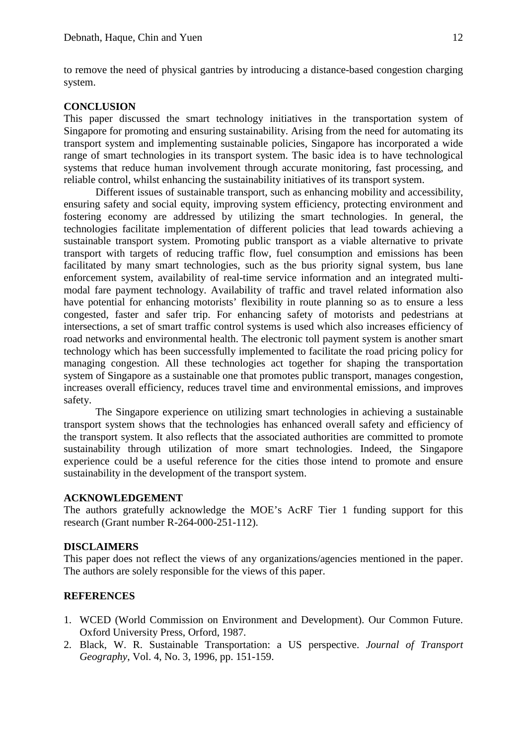to remove the need of physical gantries by introducing a distance-based congestion charging system.

## CONCLUSION

This paper discussed the smart technology initiatives in the transportation system of Singapore for promoting and ensuring sustainability. Arising from the need for automating its transport system and implementing sustainable policies, Singapore has incorporated a wide range of smart technologies in its transport system. The basic idea is to have technological systems that reduce human involvement through accurate monitoring, fast processing, and reliable control, whilst enhancing the sustainability initiatives of its transport system.

Different issues of sustainable transport, such as enhancing mobility and accessibility, ensuring safety and social equity, improving system efficiency, protecting environment and fostering economy are addressed by utilizing the smart technologies. In general, the technologies facilitate implementation of different policies that lead towards achieving a sustainable transport system. Promoting public transport as a viable alternative to private transport with targets of reducing traffic flow, fuel consumption and emissions has been facilitated by many smart technologies, such as the bus priority signal system, bus lane enforcement system, availability of real-time service information and an integrated multi-modal fare payment technology. Availability of traffic and travel related information also have potential for enhancing motorists' flexibility in route planning so as to ensure a less congested, faster and safer trip. For enhancing safety of motorists and pedestrians at intersections, a set of smart traffic control systems is used which also increases efficiency of road networks and environmental health. The electronic toll payment system is another smart technology which has been successfully implemented to facilitate the road pricing policy for managing congestion. All these technologies act together for shaping the transportation system of Singapore as a sustainable one that promotes public transport, manages congestion, increases overall efficiency, reduces travel time and environmental emissions, and improves safety.

The Singapore experience on utilizing smart technologies in achieving a sustainable transport system shows that the technologies has enhanced overall safety and efficiency of the transport system. It also reflects that the associated authorities are committed to promote sustainability through utilization of more smart technologies. Indeed, the Singapore experience could be a useful reference for the cities those intend to promote and ensure sustainability in the development of the transport system.

## ACKNOWLEDGEMENT

The authors gratefully acknowledge the MOE's AcRF Tier 1 funding support for this research (Grant number R-264-000-251-112).

## DISCLAIMERS

This paper does not reflect the views of any organizations/agencies mentioned in the paper. The authors are solely responsible for the views of this paper.

## REFERENCES

1. WCED (World Commission on Environment and Development). Our Common Future. Oxford University Press, Orford, 1987.
2. Black, W. R. Sustainable Transportation: a US perspective. *Journal of Transport Geography*, Vol. 4, No. 3, 1996, pp. 151-159.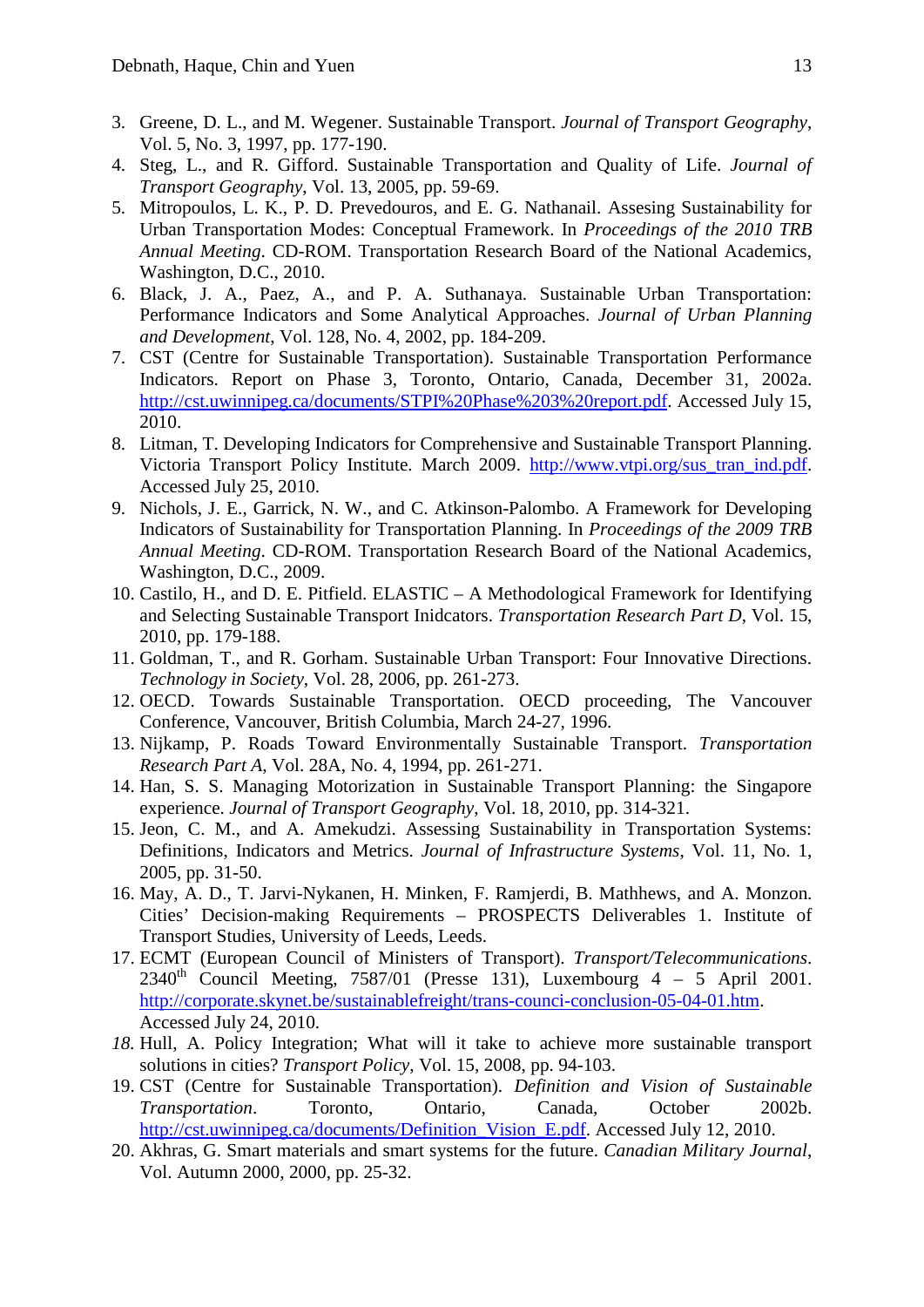3. Greene, D. L., and M. Wegener. Sustainable Transport. *Journal of Transport Geography*, Vol. 5, No. 3, 1997, pp. 177-190.
4. Steg, L., and R. Gifford. Sustainable Transportation and Quality of Life. *Journal of Transport Geography*, Vol. 13, 2005, pp. 59-69.
5. Mitropoulos, L. K., P. D. Prevedouros, and E. G. Nathanail. Assesing Sustainability for Urban Transportation Modes: Conceptual Framework. In *Proceedings of the 2010 TRB Annual Meeting*. CD-ROM. Transportation Research Board of the National Academics, Washington, D.C., 2010.
6. Black, J. A., Paez, A., and P. A. Suthanaya. Sustainable Urban Transportation: Performance Indicators and Some Analytical Approaches. *Journal of Urban Planning and Development*, Vol. 128, No. 4, 2002, pp. 184-209.
7. CST (Centre for Sustainable Transportation). Sustainable Transportation Performance Indicators. Report on Phase 3, Toronto, Ontario, Canada, December 31, 2002a. http://cst.uwinnipeg.ca/documents/STPI%20Phase%203%20report.pdf. Accessed July 15, 2010.
8. Litman, T. Developing Indicators for Comprehensive and Sustainable Transport Planning. Victoria Transport Policy Institute. March 2009. http://www.vtpi.org/sus_tran_ind.pdf. Accessed July 25, 2010.
9. Nichols, J. E., Garrick, N. W., and C. Atkinson-Palombo. A Framework for Developing Indicators of Sustainability for Transportation Planning. In *Proceedings of the 2009 TRB Annual Meeting*. CD-ROM. Transportation Research Board of the National Academics, Washington, D.C., 2009.
10. Castilo, H., and D. E. Pitfield. ELASTIC – A Methodological Framework for Identifying and Selecting Sustainable Transport Inidcators. *Transportation Research Part D*, Vol. 15, 2010, pp. 179-188.
11. Goldman, T., and R. Gorham. Sustainable Urban Transport: Four Innovative Directions. *Technology in Society*, Vol. 28, 2006, pp. 261-273.
12. OECD. Towards Sustainable Transportation. OECD proceeding, The Vancouver Conference, Vancouver, British Columbia, March 24-27, 1996.
13. Nijkamp, P. Roads Toward Environmentally Sustainable Transport. *Transportation Research Part A*, Vol. 28A, No. 4, 1994, pp. 261-271.
14. Han, S. S. Managing Motorization in Sustainable Transport Planning: the Singapore experience. *Journal of Transport Geography*, Vol. 18, 2010, pp. 314-321.
15. Jeon, C. M., and A. Amekudzi. Assessing Sustainability in Transportation Systems: Definitions, Indicators and Metrics. *Journal of Infrastructure Systems*, Vol. 11, No. 1, 2005, pp. 31-50.
16. May, A. D., T. Jarvi-Nykanen, H. Minken, F. Ramjerdi, B. Mathhews, and A. Monzon. Cities' Decision-making Requirements – PROSPECTS Deliverables 1. Institute of Transport Studies, University of Leeds, Leeds.
17. ECMT (European Council of Ministers of Transport). *Transport/Telecommunications*. 2340th Council Meeting, 7587/01 (Presse 131), Luxembourg 4 – 5 April 2001. http://corporate.skynet.be/sustainablefreight/trans-counci-conclusion-05-04-01.htm. Accessed July 24, 2010.
18. Hull, A. Policy Integration; What will it take to achieve more sustainable transport solutions in cities? *Transport Policy*, Vol. 15, 2008, pp. 94-103.
19. CST (Centre for Sustainable Transportation). *Definition and Vision of Sustainable Transportation*. Toronto, Ontario, Canada, October 2002b. http://cst.uwinnipeg.ca/documents/Definition_Vision_E.pdf. Accessed July 12, 2010.
20. Akhras, G. Smart materials and smart systems for the future. *Canadian Military Journal*, Vol. Autumn 2000, 2000, pp. 25-32.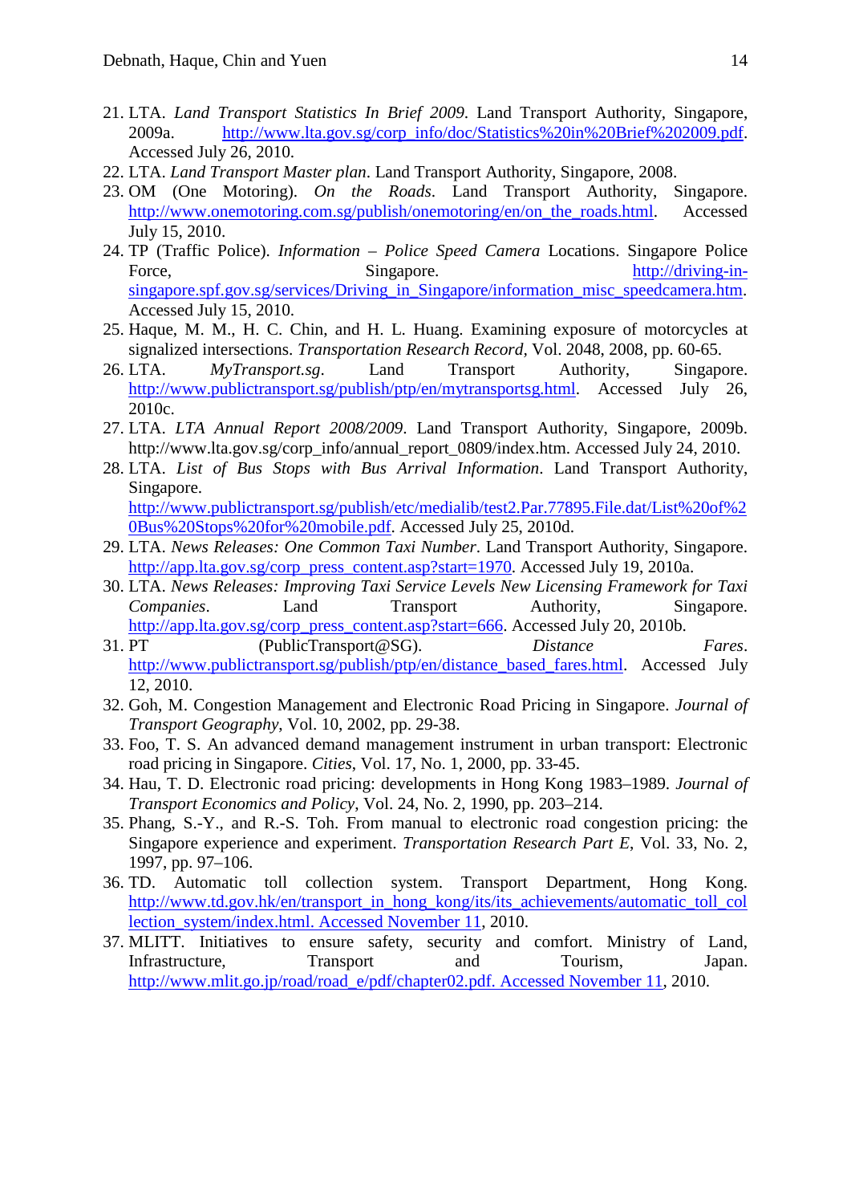21. LTA. *Land Transport Statistics In Brief 2009*. Land Transport Authority, Singapore, 2009a. http://www.lta.gov.sg/corp_info/doc/Statistics%20in%20Brief%202009.pdf. Accessed July 26, 2010.
22. LTA. *Land Transport Master plan*. Land Transport Authority, Singapore, 2008.
23. OM (One Motoring). *On the Roads*. Land Transport Authority, Singapore. http://www.onemotoring.com.sg/publish/onemotoring/en/on_the_roads.html. Accessed July 15, 2010.
24. TP (Traffic Police). *Information – Police Speed Camera* Locations. Singapore Police Force, Singapore. http://driving-in-singapore.spf.gov.sg/services/Driving_in_Singapore/information_misc_speedcamera.htm. Accessed July 15, 2010.
25. Haque, M. M., H. C. Chin, and H. L. Huang. Examining exposure of motorcycles at signalized intersections. *Transportation Research Record*, Vol. 2048, 2008, pp. 60-65.
26. LTA. *MyTransport.sg*. Land Transport Authority, Singapore. http://www.publictransport.sg/publish/ptp/en/mytransportsg.html. Accessed July 26, 2010c.
27. LTA. *LTA Annual Report 2008/2009*. Land Transport Authority, Singapore, 2009b. http://www.lta.gov.sg/corp_info/annual_report_0809/index.htm. Accessed July 24, 2010.
28. LTA. *List of Bus Stops with Bus Arrival Information*. Land Transport Authority, Singapore. http://www.publictransport.sg/publish/etc/medialib/test2.Par.77895.File.dat/List%20of%20Bus%20Stops%20for%20mobile.pdf. Accessed July 25, 2010d.
29. LTA. *News Releases: One Common Taxi Number*. Land Transport Authority, Singapore. http://app.lta.gov.sg/corp_press_content.asp?start=1970. Accessed July 19, 2010a.
30. LTA. *News Releases: Improving Taxi Service Levels New Licensing Framework for Taxi Companies*. Land Transport Authority, Singapore. http://app.lta.gov.sg/corp_press_content.asp?start=666. Accessed July 20, 2010b.
31. PT (PublicTransport@SG). *Distance Fares*. http://www.publictransport.sg/publish/ptp/en/distance_based_fares.html. Accessed July 12, 2010.
32. Goh, M. Congestion Management and Electronic Road Pricing in Singapore. *Journal of Transport Geography*, Vol. 10, 2002, pp. 29-38.
33. Foo, T. S. An advanced demand management instrument in urban transport: Electronic road pricing in Singapore. *Cities*, Vol. 17, No. 1, 2000, pp. 33-45.
34. Hau, T. D. Electronic road pricing: developments in Hong Kong 1983–1989. *Journal of Transport Economics and Policy*, Vol. 24, No. 2, 1990, pp. 203–214.
35. Phang, S.-Y., and R.-S. Toh. From manual to electronic road congestion pricing: the Singapore experience and experiment. *Transportation Research Part E*, Vol. 33, No. 2, 1997, pp. 97–106.
36. TD. Automatic toll collection system. Transport Department, Hong Kong. http://www.td.gov.hk/en/transport_in_hong_kong/its/its_achievements/automatic_toll_collection_system/index.html. Accessed November 11, 2010.
37. MLITT. Initiatives to ensure safety, security and comfort. Ministry of Land, Infrastructure, Transport and Tourism, Japan. http://www.mlit.go.jp/road/road_e/pdf/chapter02.pdf. Accessed November 11, 2010.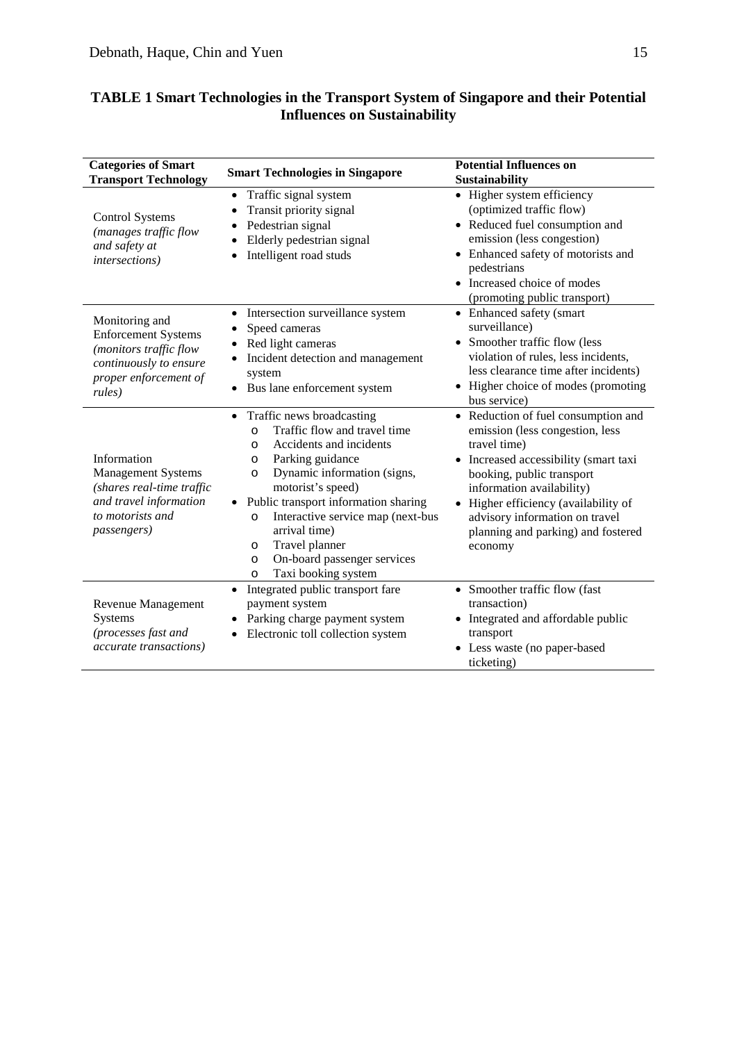**TABLE 1 Smart Technologies in the Transport System of Singapore and their Potential Influences on Sustainability**

| Categories of Smart Transport Technology | Smart Technologies in Singapore | Potential Influences on Sustainability |
|---|---|---|
| Control Systems *(manages traffic flow and safety at intersections)* | • Traffic signal system<br>• Transit priority signal<br>• Pedestrian signal<br>• Elderly pedestrian signal<br>• Intelligent road studs | • Higher system efficiency (optimized traffic flow)<br>• Reduced fuel consumption and emission (less congestion)<br>• Enhanced safety of motorists and pedestrians<br>• Increased choice of modes (promoting public transport) |
| Monitoring and Enforcement Systems *(monitors traffic flow continuously to ensure proper enforcement of rules)* | • Intersection surveillance system<br>• Speed cameras<br>• Red light cameras<br>• Incident detection and management system<br>• Bus lane enforcement system | • Enhanced safety (smart surveillance)<br>• Smoother traffic flow (less violation of rules, less incidents, less clearance time after incidents)<br>• Higher choice of modes (promoting bus service) |
| Information Management Systems *(shares real-time traffic and travel information to motorists and passengers)* | • Traffic news broadcasting<br>&nbsp;&nbsp;o Traffic flow and travel time<br>&nbsp;&nbsp;o Accidents and incidents<br>&nbsp;&nbsp;o Parking guidance<br>&nbsp;&nbsp;o Dynamic information (signs, motorist's speed)<br>• Public transport information sharing<br>&nbsp;&nbsp;o Interactive service map (next-bus arrival time)<br>&nbsp;&nbsp;o Travel planner<br>&nbsp;&nbsp;o On-board passenger services<br>&nbsp;&nbsp;o Taxi booking system | • Reduction of fuel consumption and emission (less congestion, less travel time)<br>• Increased accessibility (smart taxi booking, public transport information availability)<br>• Higher efficiency (availability of advisory information on travel planning and parking) and fostered economy |
| Revenue Management Systems *(processes fast and accurate transactions)* | • Integrated public transport fare payment system<br>• Parking charge payment system<br>• Electronic toll collection system | • Smoother traffic flow (fast transaction)<br>• Integrated and affordable public transport<br>• Less waste (no paper-based ticketing) |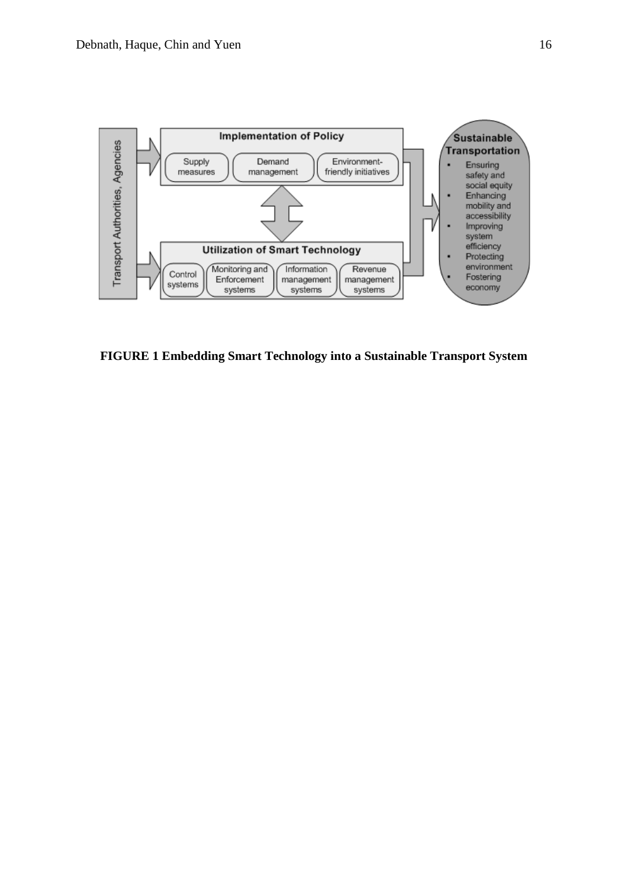Transport Authorities, Agencies

Implementation of Policy

Supply measures

Demand management

Environment-friendly initiatives

Utilization of Smart Technology

Control systems

Monitoring and Enforcement systems

Information management systems

Revenue management systems

Sustainable Transportation

- Ensuring safety and social equity
- Enhancing mobility and accessibility
- Improving system efficiency
- Protecting environment
- Fostering economy

**FIGURE 1 Embedding Smart Technology into a Sustainable Transport System**